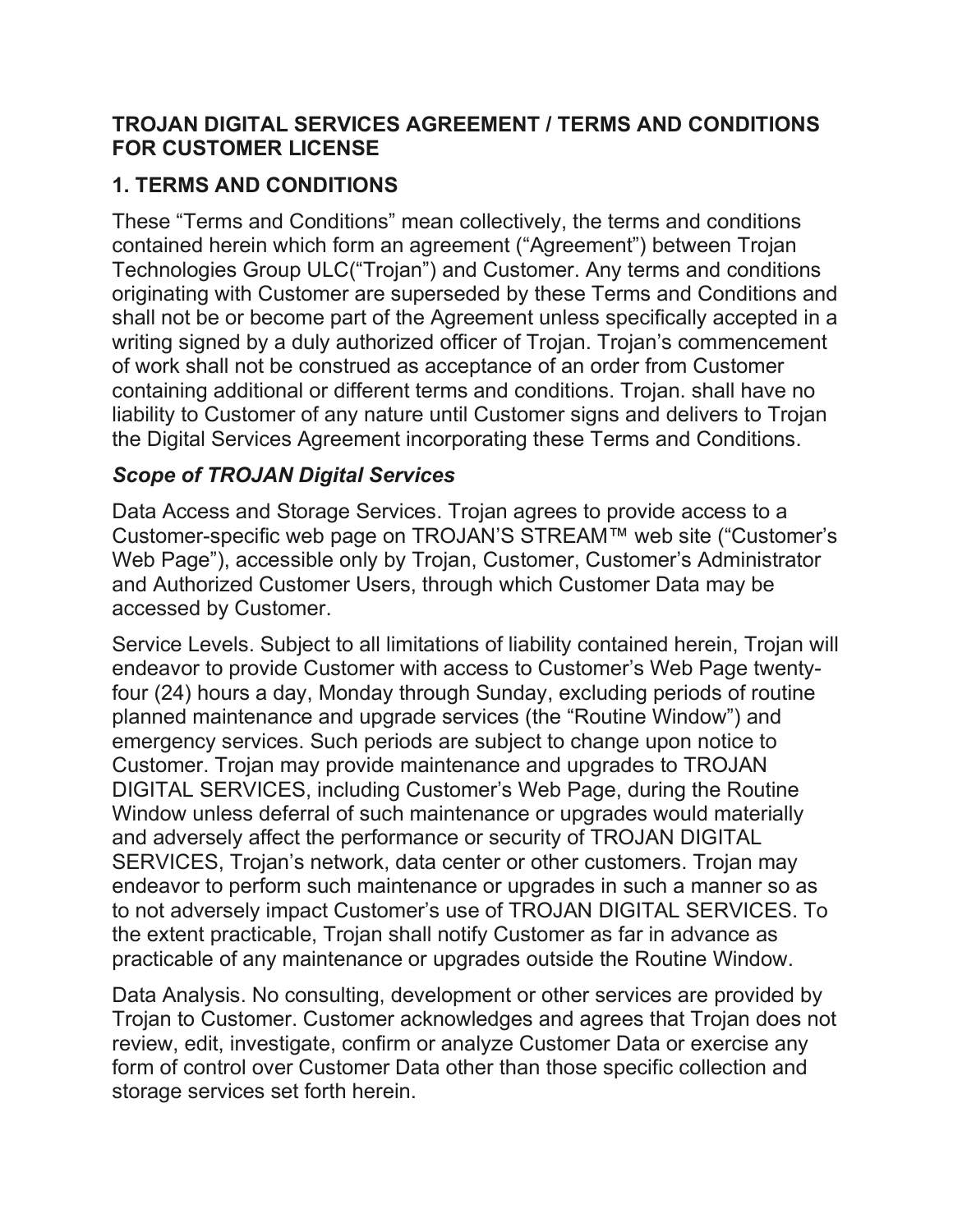# TROJAN DIGITAL SERVICES AGREEMENT / TERMS AND CONDITIONS FOR CUSTOMER LICENSE

## 1. TERMS AND CONDITIONS

These "Terms and Conditions" mean collectively, the terms and conditions contained herein which form an agreement ("Agreement") between Trojan Technologies Group ULC("Trojan") and Customer. Any terms and conditions originating with Customer are superseded by these Terms and Conditions and shall not be or become part of the Agreement unless specifically accepted in a writing signed by a duly authorized officer of Trojan. Trojan's commencement of work shall not be construed as acceptance of an order from Customer containing additional or different terms and conditions. Trojan. shall have no liability to Customer of any nature until Customer signs and delivers to Trojan the Digital Services Agreement incorporating these Terms and Conditions.

### *Scope of TROJAN Digital Services*

Data Access and Storage Services. Trojan agrees to provide access to a Customer-specific web page on TROJAN'S STREAM™ web site ("Customer's Web Page"), accessible only by Trojan, Customer, Customer's Administrator and Authorized Customer Users, through which Customer Data may be accessed by Customer.

Service Levels. Subject to all limitations of liability contained herein, Trojan will endeavor to provide Customer with access to Customer's Web Page twenty-four (24) hours a day, Monday through Sunday, excluding periods of routine planned maintenance and upgrade services (the "Routine Window") and emergency services. Such periods are subject to change upon notice to Customer. Trojan may provide maintenance and upgrades to TROJAN DIGITAL SERVICES, including Customer's Web Page, during the Routine Window unless deferral of such maintenance or upgrades would materially and adversely affect the performance or security of TROJAN DIGITAL SERVICES, Trojan's network, data center or other customers. Trojan may endeavor to perform such maintenance or upgrades in such a manner so as to not adversely impact Customer's use of TROJAN DIGITAL SERVICES. To the extent practicable, Trojan shall notify Customer as far in advance as practicable of any maintenance or upgrades outside the Routine Window.

Data Analysis. No consulting, development or other services are provided by Trojan to Customer. Customer acknowledges and agrees that Trojan does not review, edit, investigate, confirm or analyze Customer Data or exercise any form of control over Customer Data other than those specific collection and storage services set forth herein.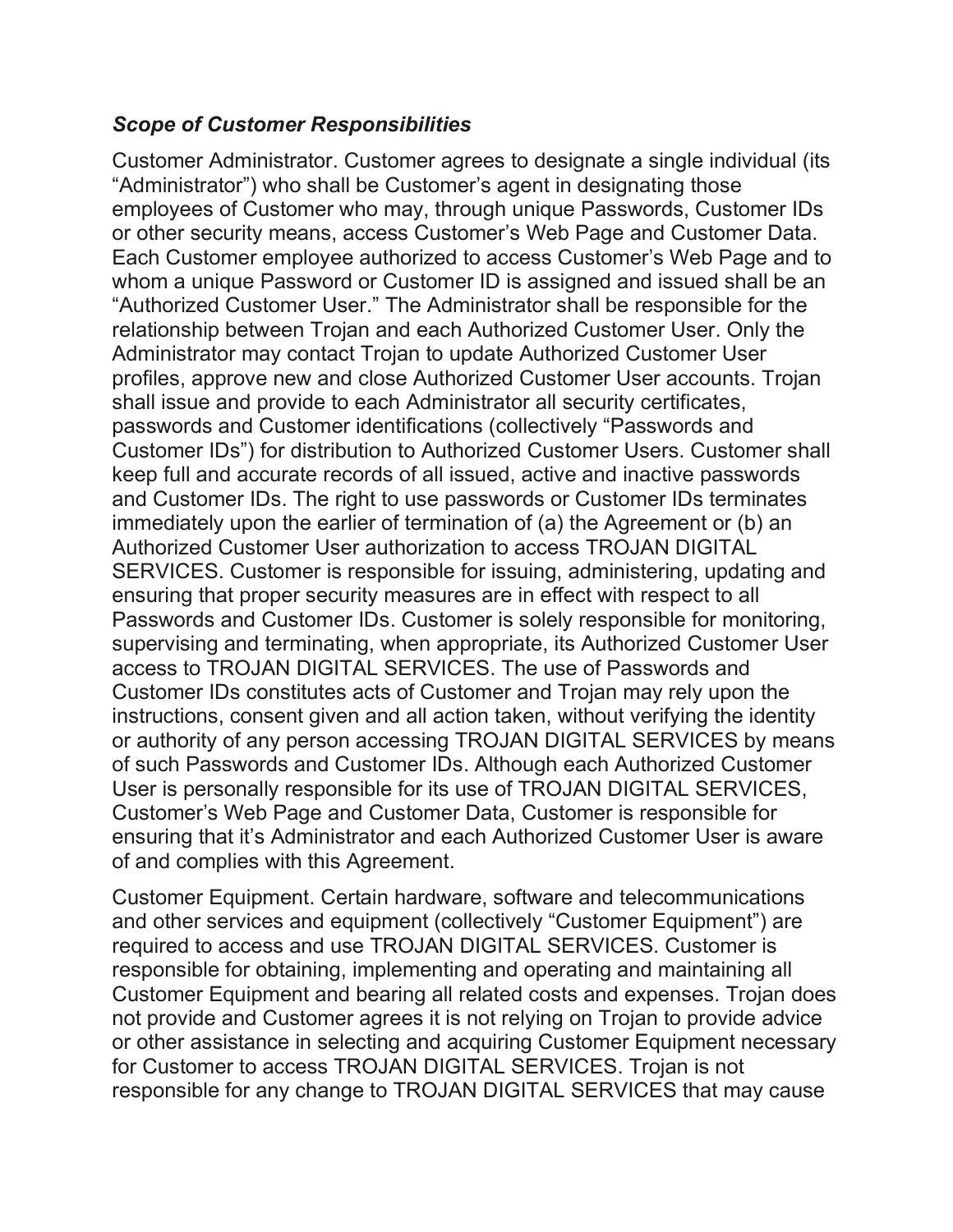### *Scope of Customer Responsibilities*

Customer Administrator. Customer agrees to designate a single individual (its "Administrator") who shall be Customer's agent in designating those employees of Customer who may, through unique Passwords, Customer IDs or other security means, access Customer's Web Page and Customer Data. Each Customer employee authorized to access Customer's Web Page and to whom a unique Password or Customer ID is assigned and issued shall be an "Authorized Customer User." The Administrator shall be responsible for the relationship between Trojan and each Authorized Customer User. Only the Administrator may contact Trojan to update Authorized Customer User profiles, approve new and close Authorized Customer User accounts. Trojan shall issue and provide to each Administrator all security certificates, passwords and Customer identifications (collectively "Passwords and Customer IDs") for distribution to Authorized Customer Users. Customer shall keep full and accurate records of all issued, active and inactive passwords and Customer IDs. The right to use passwords or Customer IDs terminates immediately upon the earlier of termination of (a) the Agreement or (b) an Authorized Customer User authorization to access TROJAN DIGITAL SERVICES. Customer is responsible for issuing, administering, updating and ensuring that proper security measures are in effect with respect to all Passwords and Customer IDs. Customer is solely responsible for monitoring, supervising and terminating, when appropriate, its Authorized Customer User access to TROJAN DIGITAL SERVICES. The use of Passwords and Customer IDs constitutes acts of Customer and Trojan may rely upon the instructions, consent given and all action taken, without verifying the identity or authority of any person accessing TROJAN DIGITAL SERVICES by means of such Passwords and Customer IDs. Although each Authorized Customer User is personally responsible for its use of TROJAN DIGITAL SERVICES, Customer's Web Page and Customer Data, Customer is responsible for ensuring that it's Administrator and each Authorized Customer User is aware of and complies with this Agreement.

Customer Equipment. Certain hardware, software and telecommunications and other services and equipment (collectively "Customer Equipment") are required to access and use TROJAN DIGITAL SERVICES. Customer is responsible for obtaining, implementing and operating and maintaining all Customer Equipment and bearing all related costs and expenses. Trojan does not provide and Customer agrees it is not relying on Trojan to provide advice or other assistance in selecting and acquiring Customer Equipment necessary for Customer to access TROJAN DIGITAL SERVICES. Trojan is not responsible for any change to TROJAN DIGITAL SERVICES that may cause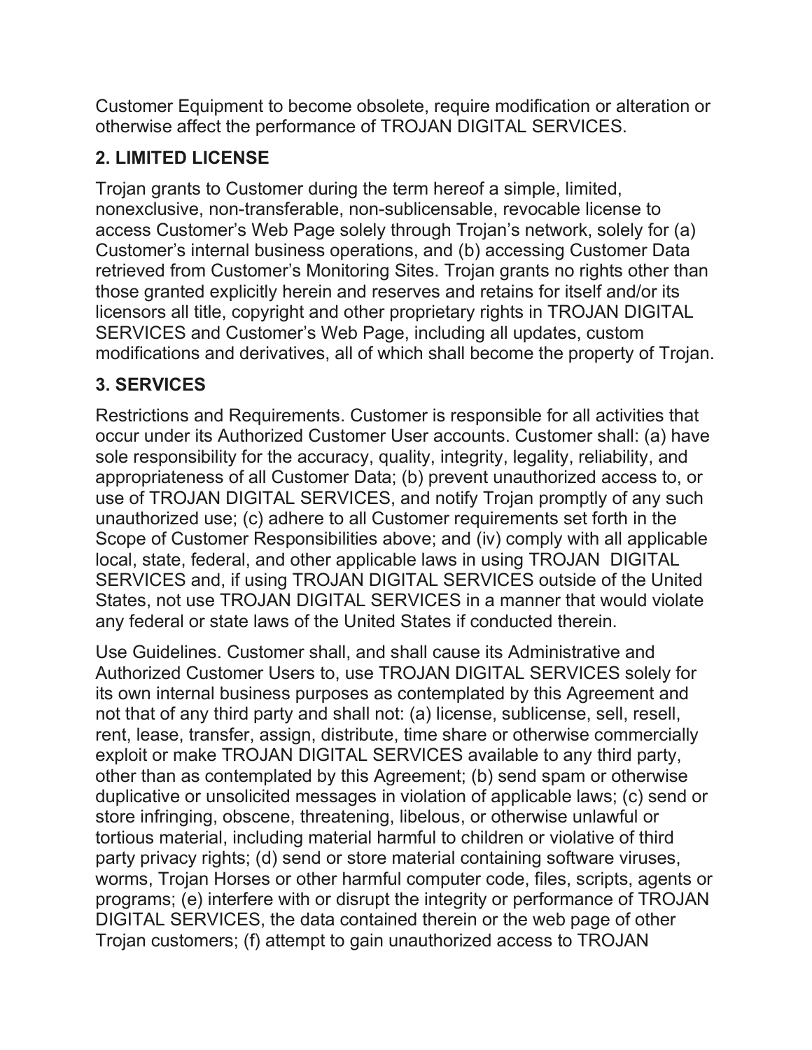Customer Equipment to become obsolete, require modification or alteration or otherwise affect the performance of TROJAN DIGITAL SERVICES.

## 2. LIMITED LICENSE

Trojan grants to Customer during the term hereof a simple, limited, nonexclusive, non-transferable, non-sublicensable, revocable license to access Customer's Web Page solely through Trojan's network, solely for (a) Customer's internal business operations, and (b) accessing Customer Data retrieved from Customer's Monitoring Sites. Trojan grants no rights other than those granted explicitly herein and reserves and retains for itself and/or its licensors all title, copyright and other proprietary rights in TROJAN DIGITAL SERVICES and Customer's Web Page, including all updates, custom modifications and derivatives, all of which shall become the property of Trojan.

## 3. SERVICES

Restrictions and Requirements. Customer is responsible for all activities that occur under its Authorized Customer User accounts. Customer shall: (a) have sole responsibility for the accuracy, quality, integrity, legality, reliability, and appropriateness of all Customer Data; (b) prevent unauthorized access to, or use of TROJAN DIGITAL SERVICES, and notify Trojan promptly of any such unauthorized use; (c) adhere to all Customer requirements set forth in the Scope of Customer Responsibilities above; and (iv) comply with all applicable local, state, federal, and other applicable laws in using TROJAN DIGITAL SERVICES and, if using TROJAN DIGITAL SERVICES outside of the United States, not use TROJAN DIGITAL SERVICES in a manner that would violate any federal or state laws of the United States if conducted therein.

Use Guidelines. Customer shall, and shall cause its Administrative and Authorized Customer Users to, use TROJAN DIGITAL SERVICES solely for its own internal business purposes as contemplated by this Agreement and not that of any third party and shall not: (a) license, sublicense, sell, resell, rent, lease, transfer, assign, distribute, time share or otherwise commercially exploit or make TROJAN DIGITAL SERVICES available to any third party, other than as contemplated by this Agreement; (b) send spam or otherwise duplicative or unsolicited messages in violation of applicable laws; (c) send or store infringing, obscene, threatening, libelous, or otherwise unlawful or tortious material, including material harmful to children or violative of third party privacy rights; (d) send or store material containing software viruses, worms, Trojan Horses or other harmful computer code, files, scripts, agents or programs; (e) interfere with or disrupt the integrity or performance of TROJAN DIGITAL SERVICES, the data contained therein or the web page of other Trojan customers; (f) attempt to gain unauthorized access to TROJAN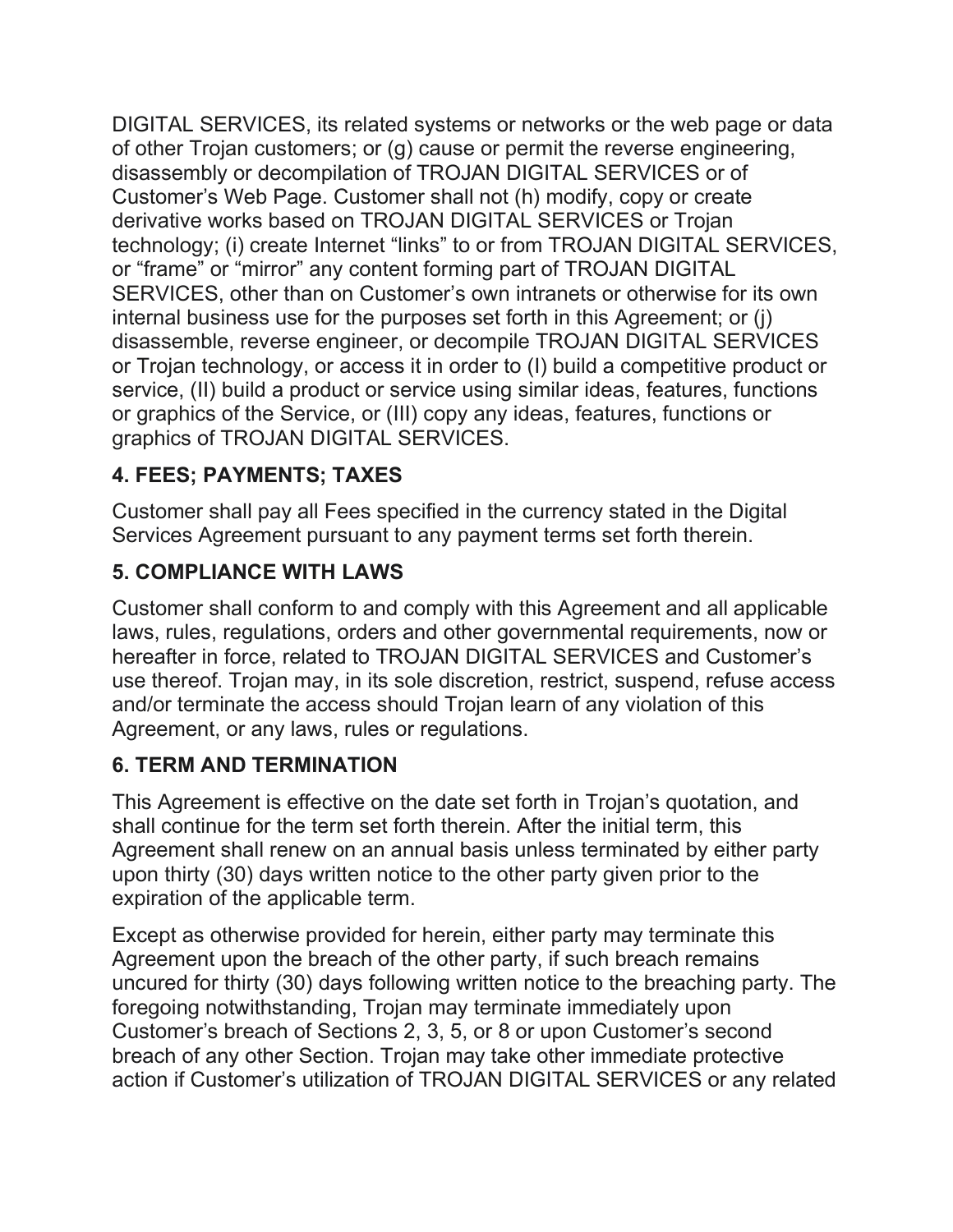DIGITAL SERVICES, its related systems or networks or the web page or data of other Trojan customers; or (g) cause or permit the reverse engineering, disassembly or decompilation of TROJAN DIGITAL SERVICES or of Customer's Web Page. Customer shall not (h) modify, copy or create derivative works based on TROJAN DIGITAL SERVICES or Trojan technology; (i) create Internet "links" to or from TROJAN DIGITAL SERVICES, or "frame" or "mirror" any content forming part of TROJAN DIGITAL SERVICES, other than on Customer's own intranets or otherwise for its own internal business use for the purposes set forth in this Agreement; or (j) disassemble, reverse engineer, or decompile TROJAN DIGITAL SERVICES or Trojan technology, or access it in order to (I) build a competitive product or service, (II) build a product or service using similar ideas, features, functions or graphics of the Service, or (III) copy any ideas, features, functions or graphics of TROJAN DIGITAL SERVICES.

### 4. FEES; PAYMENTS; TAXES

Customer shall pay all Fees specified in the currency stated in the Digital Services Agreement pursuant to any payment terms set forth therein.

### 5. COMPLIANCE WITH LAWS

Customer shall conform to and comply with this Agreement and all applicable laws, rules, regulations, orders and other governmental requirements, now or hereafter in force, related to TROJAN DIGITAL SERVICES and Customer's use thereof. Trojan may, in its sole discretion, restrict, suspend, refuse access and/or terminate the access should Trojan learn of any violation of this Agreement, or any laws, rules or regulations.

### 6. TERM AND TERMINATION

This Agreement is effective on the date set forth in Trojan's quotation, and shall continue for the term set forth therein. After the initial term, this Agreement shall renew on an annual basis unless terminated by either party upon thirty (30) days written notice to the other party given prior to the expiration of the applicable term.

Except as otherwise provided for herein, either party may terminate this Agreement upon the breach of the other party, if such breach remains uncured for thirty (30) days following written notice to the breaching party. The foregoing notwithstanding, Trojan may terminate immediately upon Customer's breach of Sections 2, 3, 5, or 8 or upon Customer's second breach of any other Section. Trojan may take other immediate protective action if Customer's utilization of TROJAN DIGITAL SERVICES or any related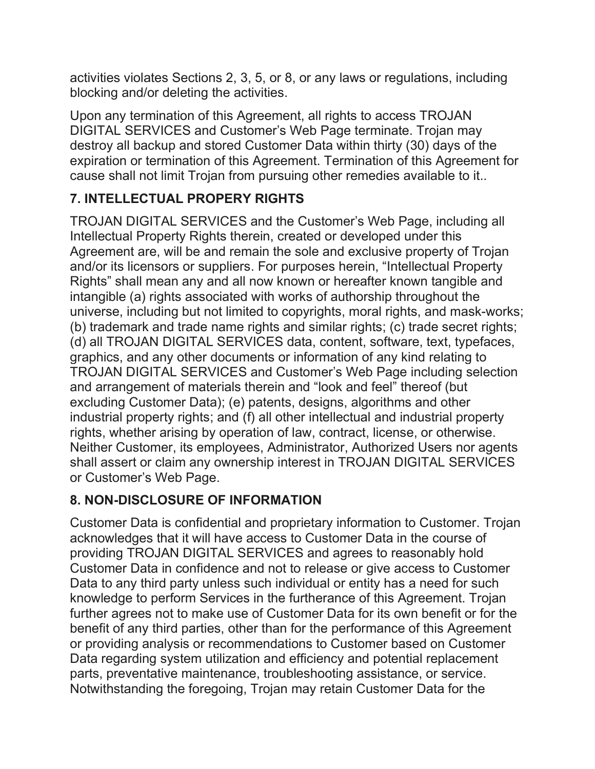activities violates Sections 2, 3, 5, or 8, or any laws or regulations, including blocking and/or deleting the activities.

Upon any termination of this Agreement, all rights to access TROJAN DIGITAL SERVICES and Customer's Web Page terminate. Trojan may destroy all backup and stored Customer Data within thirty (30) days of the expiration or termination of this Agreement. Termination of this Agreement for cause shall not limit Trojan from pursuing other remedies available to it..

## 7. INTELLECTUAL PROPERY RIGHTS

TROJAN DIGITAL SERVICES and the Customer's Web Page, including all Intellectual Property Rights therein, created or developed under this Agreement are, will be and remain the sole and exclusive property of Trojan and/or its licensors or suppliers. For purposes herein, "Intellectual Property Rights" shall mean any and all now known or hereafter known tangible and intangible (a) rights associated with works of authorship throughout the universe, including but not limited to copyrights, moral rights, and mask-works; (b) trademark and trade name rights and similar rights; (c) trade secret rights; (d) all TROJAN DIGITAL SERVICES data, content, software, text, typefaces, graphics, and any other documents or information of any kind relating to TROJAN DIGITAL SERVICES and Customer's Web Page including selection and arrangement of materials therein and "look and feel" thereof (but excluding Customer Data); (e) patents, designs, algorithms and other industrial property rights; and (f) all other intellectual and industrial property rights, whether arising by operation of law, contract, license, or otherwise. Neither Customer, its employees, Administrator, Authorized Users nor agents shall assert or claim any ownership interest in TROJAN DIGITAL SERVICES or Customer's Web Page.

## 8. NON-DISCLOSURE OF INFORMATION

Customer Data is confidential and proprietary information to Customer. Trojan acknowledges that it will have access to Customer Data in the course of providing TROJAN DIGITAL SERVICES and agrees to reasonably hold Customer Data in confidence and not to release or give access to Customer Data to any third party unless such individual or entity has a need for such knowledge to perform Services in the furtherance of this Agreement. Trojan further agrees not to make use of Customer Data for its own benefit or for the benefit of any third parties, other than for the performance of this Agreement or providing analysis or recommendations to Customer based on Customer Data regarding system utilization and efficiency and potential replacement parts, preventative maintenance, troubleshooting assistance, or service. Notwithstanding the foregoing, Trojan may retain Customer Data for the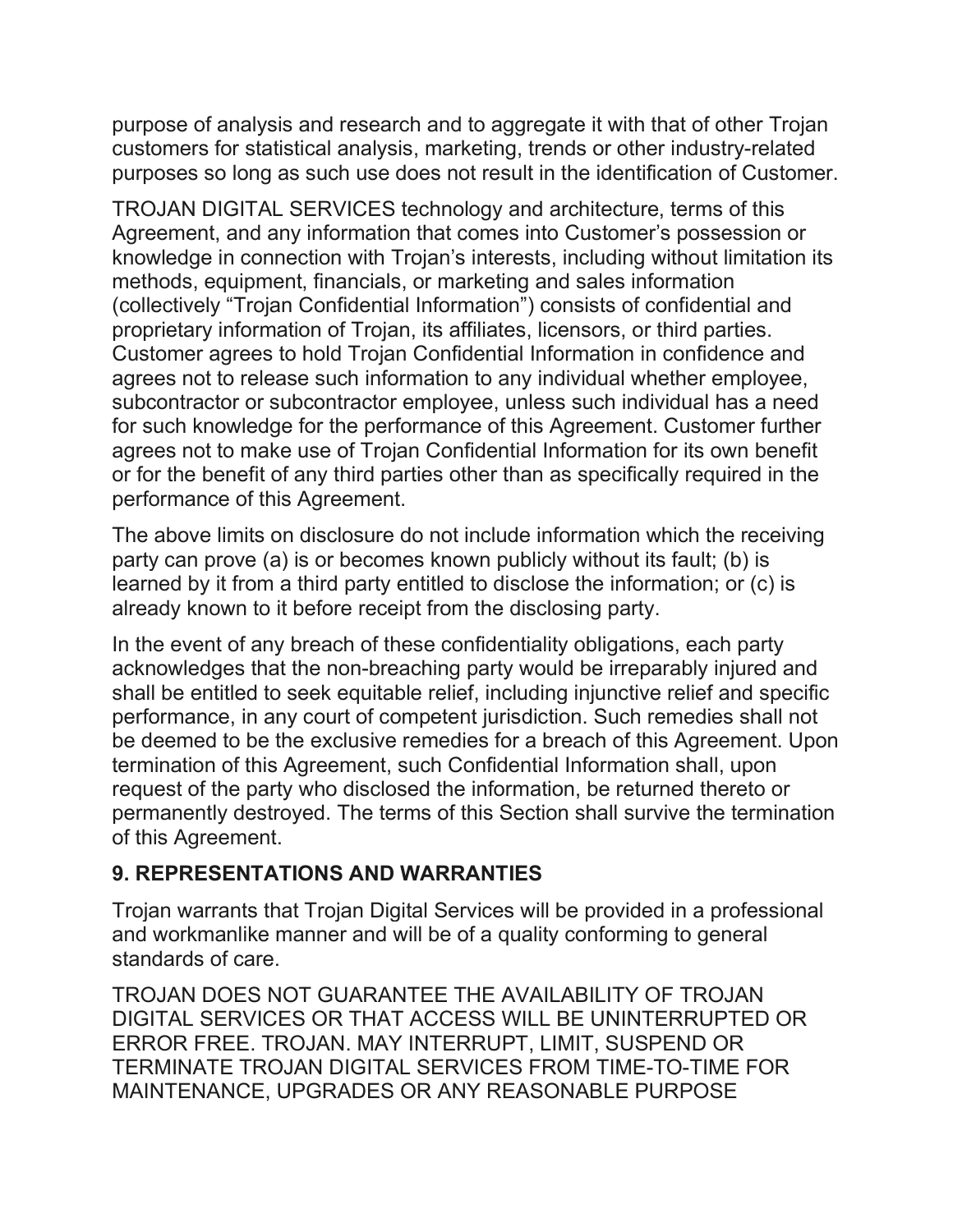purpose of analysis and research and to aggregate it with that of other Trojan customers for statistical analysis, marketing, trends or other industry-related purposes so long as such use does not result in the identification of Customer.

TROJAN DIGITAL SERVICES technology and architecture, terms of this Agreement, and any information that comes into Customer's possession or knowledge in connection with Trojan's interests, including without limitation its methods, equipment, financials, or marketing and sales information (collectively "Trojan Confidential Information") consists of confidential and proprietary information of Trojan, its affiliates, licensors, or third parties. Customer agrees to hold Trojan Confidential Information in confidence and agrees not to release such information to any individual whether employee, subcontractor or subcontractor employee, unless such individual has a need for such knowledge for the performance of this Agreement. Customer further agrees not to make use of Trojan Confidential Information for its own benefit or for the benefit of any third parties other than as specifically required in the performance of this Agreement.

The above limits on disclosure do not include information which the receiving party can prove (a) is or becomes known publicly without its fault; (b) is learned by it from a third party entitled to disclose the information; or (c) is already known to it before receipt from the disclosing party.

In the event of any breach of these confidentiality obligations, each party acknowledges that the non-breaching party would be irreparably injured and shall be entitled to seek equitable relief, including injunctive relief and specific performance, in any court of competent jurisdiction. Such remedies shall not be deemed to be the exclusive remedies for a breach of this Agreement. Upon termination of this Agreement, such Confidential Information shall, upon request of the party who disclosed the information, be returned thereto or permanently destroyed. The terms of this Section shall survive the termination of this Agreement.

## 9. REPRESENTATIONS AND WARRANTIES

Trojan warrants that Trojan Digital Services will be provided in a professional and workmanlike manner and will be of a quality conforming to general standards of care.

TROJAN DOES NOT GUARANTEE THE AVAILABILITY OF TROJAN DIGITAL SERVICES OR THAT ACCESS WILL BE UNINTERRUPTED OR ERROR FREE. TROJAN. MAY INTERRUPT, LIMIT, SUSPEND OR TERMINATE TROJAN DIGITAL SERVICES FROM TIME-TO-TIME FOR MAINTENANCE, UPGRADES OR ANY REASONABLE PURPOSE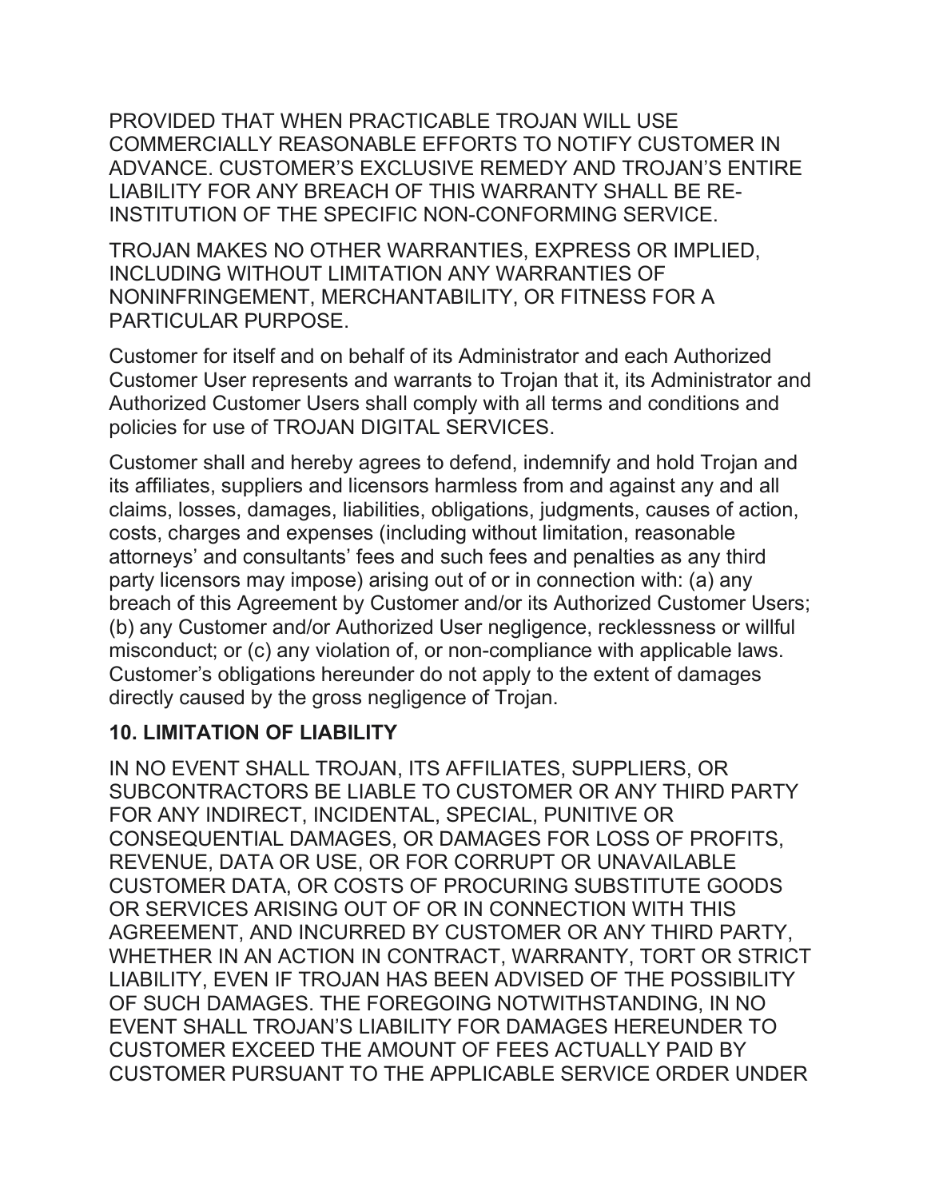PROVIDED THAT WHEN PRACTICABLE TROJAN WILL USE COMMERCIALLY REASONABLE EFFORTS TO NOTIFY CUSTOMER IN ADVANCE. CUSTOMER'S EXCLUSIVE REMEDY AND TROJAN'S ENTIRE LIABILITY FOR ANY BREACH OF THIS WARRANTY SHALL BE RE-INSTITUTION OF THE SPECIFIC NON-CONFORMING SERVICE.

TROJAN MAKES NO OTHER WARRANTIES, EXPRESS OR IMPLIED, INCLUDING WITHOUT LIMITATION ANY WARRANTIES OF NONINFRINGEMENT, MERCHANTABILITY, OR FITNESS FOR A PARTICULAR PURPOSE.

Customer for itself and on behalf of its Administrator and each Authorized Customer User represents and warrants to Trojan that it, its Administrator and Authorized Customer Users shall comply with all terms and conditions and policies for use of TROJAN DIGITAL SERVICES.

Customer shall and hereby agrees to defend, indemnify and hold Trojan and its affiliates, suppliers and licensors harmless from and against any and all claims, losses, damages, liabilities, obligations, judgments, causes of action, costs, charges and expenses (including without limitation, reasonable attorneys' and consultants' fees and such fees and penalties as any third party licensors may impose) arising out of or in connection with: (a) any breach of this Agreement by Customer and/or its Authorized Customer Users; (b) any Customer and/or Authorized User negligence, recklessness or willful misconduct; or (c) any violation of, or non-compliance with applicable laws. Customer's obligations hereunder do not apply to the extent of damages directly caused by the gross negligence of Trojan.

## 10. LIMITATION OF LIABILITY

IN NO EVENT SHALL TROJAN, ITS AFFILIATES, SUPPLIERS, OR SUBCONTRACTORS BE LIABLE TO CUSTOMER OR ANY THIRD PARTY FOR ANY INDIRECT, INCIDENTAL, SPECIAL, PUNITIVE OR CONSEQUENTIAL DAMAGES, OR DAMAGES FOR LOSS OF PROFITS, REVENUE, DATA OR USE, OR FOR CORRUPT OR UNAVAILABLE CUSTOMER DATA, OR COSTS OF PROCURING SUBSTITUTE GOODS OR SERVICES ARISING OUT OF OR IN CONNECTION WITH THIS AGREEMENT, AND INCURRED BY CUSTOMER OR ANY THIRD PARTY, WHETHER IN AN ACTION IN CONTRACT, WARRANTY, TORT OR STRICT LIABILITY, EVEN IF TROJAN HAS BEEN ADVISED OF THE POSSIBILITY OF SUCH DAMAGES. THE FOREGOING NOTWITHSTANDING, IN NO EVENT SHALL TROJAN'S LIABILITY FOR DAMAGES HEREUNDER TO CUSTOMER EXCEED THE AMOUNT OF FEES ACTUALLY PAID BY CUSTOMER PURSUANT TO THE APPLICABLE SERVICE ORDER UNDER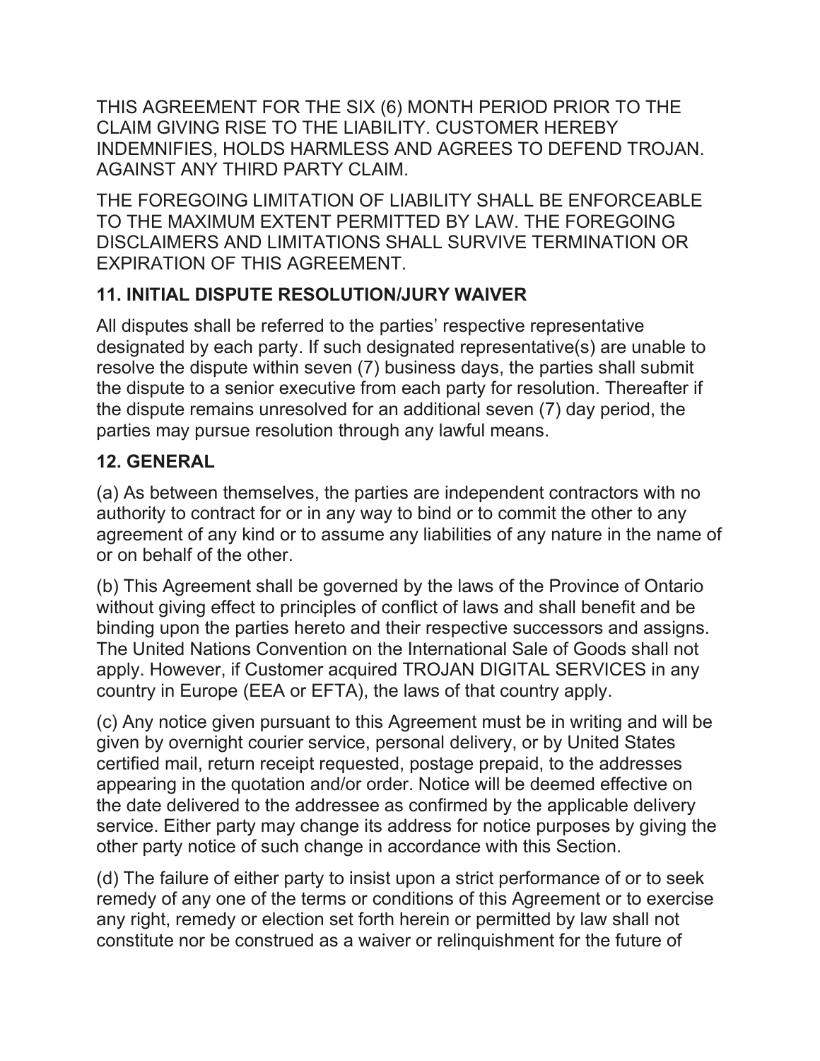THIS AGREEMENT FOR THE SIX (6) MONTH PERIOD PRIOR TO THE CLAIM GIVING RISE TO THE LIABILITY. CUSTOMER HEREBY INDEMNIFIES, HOLDS HARMLESS AND AGREES TO DEFEND TROJAN. AGAINST ANY THIRD PARTY CLAIM.

THE FOREGOING LIMITATION OF LIABILITY SHALL BE ENFORCEABLE TO THE MAXIMUM EXTENT PERMITTED BY LAW. THE FOREGOING DISCLAIMERS AND LIMITATIONS SHALL SURVIVE TERMINATION OR EXPIRATION OF THIS AGREEMENT.

### 11. INITIAL DISPUTE RESOLUTION/JURY WAIVER

All disputes shall be referred to the parties' respective representative designated by each party. If such designated representative(s) are unable to resolve the dispute within seven (7) business days, the parties shall submit the dispute to a senior executive from each party for resolution. Thereafter if the dispute remains unresolved for an additional seven (7) day period, the parties may pursue resolution through any lawful means.

### 12. GENERAL

(a) As between themselves, the parties are independent contractors with no authority to contract for or in any way to bind or to commit the other to any agreement of any kind or to assume any liabilities of any nature in the name of or on behalf of the other.

(b) This Agreement shall be governed by the laws of the Province of Ontario without giving effect to principles of conflict of laws and shall benefit and be binding upon the parties hereto and their respective successors and assigns. The United Nations Convention on the International Sale of Goods shall not apply. However, if Customer acquired TROJAN DIGITAL SERVICES in any country in Europe (EEA or EFTA), the laws of that country apply.

(c) Any notice given pursuant to this Agreement must be in writing and will be given by overnight courier service, personal delivery, or by United States certified mail, return receipt requested, postage prepaid, to the addresses appearing in the quotation and/or order. Notice will be deemed effective on the date delivered to the addressee as confirmed by the applicable delivery service. Either party may change its address for notice purposes by giving the other party notice of such change in accordance with this Section.

(d) The failure of either party to insist upon a strict performance of or to seek remedy of any one of the terms or conditions of this Agreement or to exercise any right, remedy or election set forth herein or permitted by law shall not constitute nor be construed as a waiver or relinquishment for the future of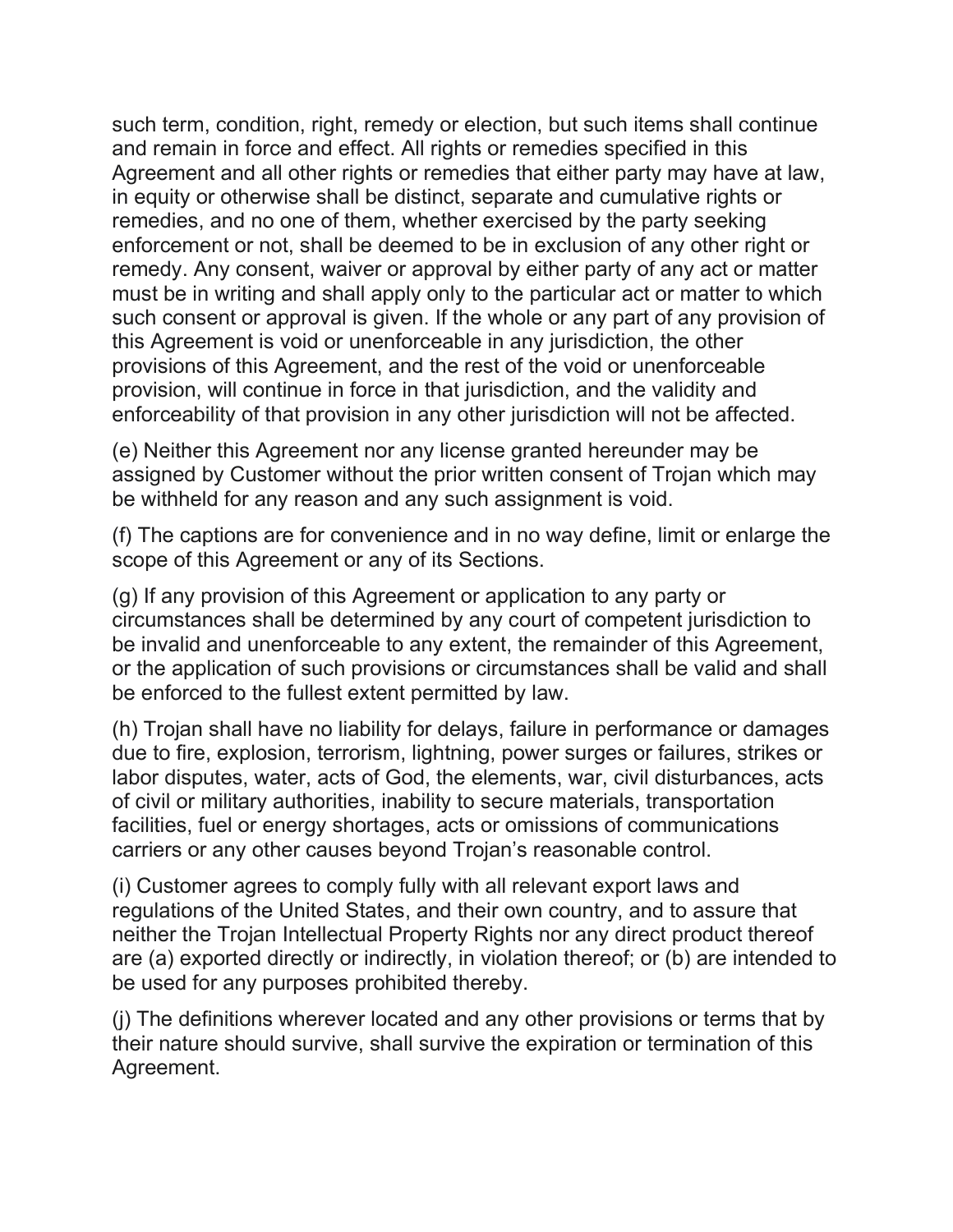such term, condition, right, remedy or election, but such items shall continue and remain in force and effect. All rights or remedies specified in this Agreement and all other rights or remedies that either party may have at law, in equity or otherwise shall be distinct, separate and cumulative rights or remedies, and no one of them, whether exercised by the party seeking enforcement or not, shall be deemed to be in exclusion of any other right or remedy. Any consent, waiver or approval by either party of any act or matter must be in writing and shall apply only to the particular act or matter to which such consent or approval is given. If the whole or any part of any provision of this Agreement is void or unenforceable in any jurisdiction, the other provisions of this Agreement, and the rest of the void or unenforceable provision, will continue in force in that jurisdiction, and the validity and enforceability of that provision in any other jurisdiction will not be affected.

(e) Neither this Agreement nor any license granted hereunder may be assigned by Customer without the prior written consent of Trojan which may be withheld for any reason and any such assignment is void.

(f) The captions are for convenience and in no way define, limit or enlarge the scope of this Agreement or any of its Sections.

(g) If any provision of this Agreement or application to any party or circumstances shall be determined by any court of competent jurisdiction to be invalid and unenforceable to any extent, the remainder of this Agreement, or the application of such provisions or circumstances shall be valid and shall be enforced to the fullest extent permitted by law.

(h) Trojan shall have no liability for delays, failure in performance or damages due to fire, explosion, terrorism, lightning, power surges or failures, strikes or labor disputes, water, acts of God, the elements, war, civil disturbances, acts of civil or military authorities, inability to secure materials, transportation facilities, fuel or energy shortages, acts or omissions of communications carriers or any other causes beyond Trojan's reasonable control.

(i) Customer agrees to comply fully with all relevant export laws and regulations of the United States, and their own country, and to assure that neither the Trojan Intellectual Property Rights nor any direct product thereof are (a) exported directly or indirectly, in violation thereof; or (b) are intended to be used for any purposes prohibited thereby.

(j) The definitions wherever located and any other provisions or terms that by their nature should survive, shall survive the expiration or termination of this Agreement.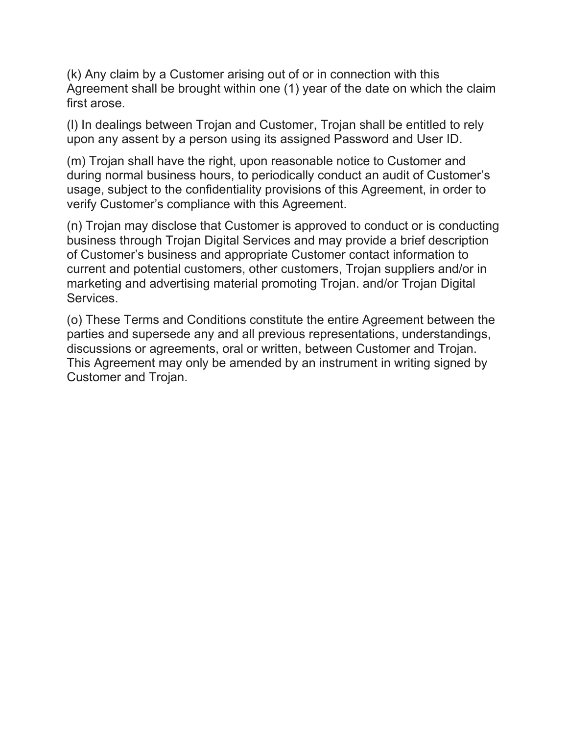(k) Any claim by a Customer arising out of or in connection with this Agreement shall be brought within one (1) year of the date on which the claim first arose.

(l) In dealings between Trojan and Customer, Trojan shall be entitled to rely upon any assent by a person using its assigned Password and User ID.

(m) Trojan shall have the right, upon reasonable notice to Customer and during normal business hours, to periodically conduct an audit of Customer's usage, subject to the confidentiality provisions of this Agreement, in order to verify Customer's compliance with this Agreement.

(n) Trojan may disclose that Customer is approved to conduct or is conducting business through Trojan Digital Services and may provide a brief description of Customer's business and appropriate Customer contact information to current and potential customers, other customers, Trojan suppliers and/or in marketing and advertising material promoting Trojan. and/or Trojan Digital Services.

(o) These Terms and Conditions constitute the entire Agreement between the parties and supersede any and all previous representations, understandings, discussions or agreements, oral or written, between Customer and Trojan. This Agreement may only be amended by an instrument in writing signed by Customer and Trojan.